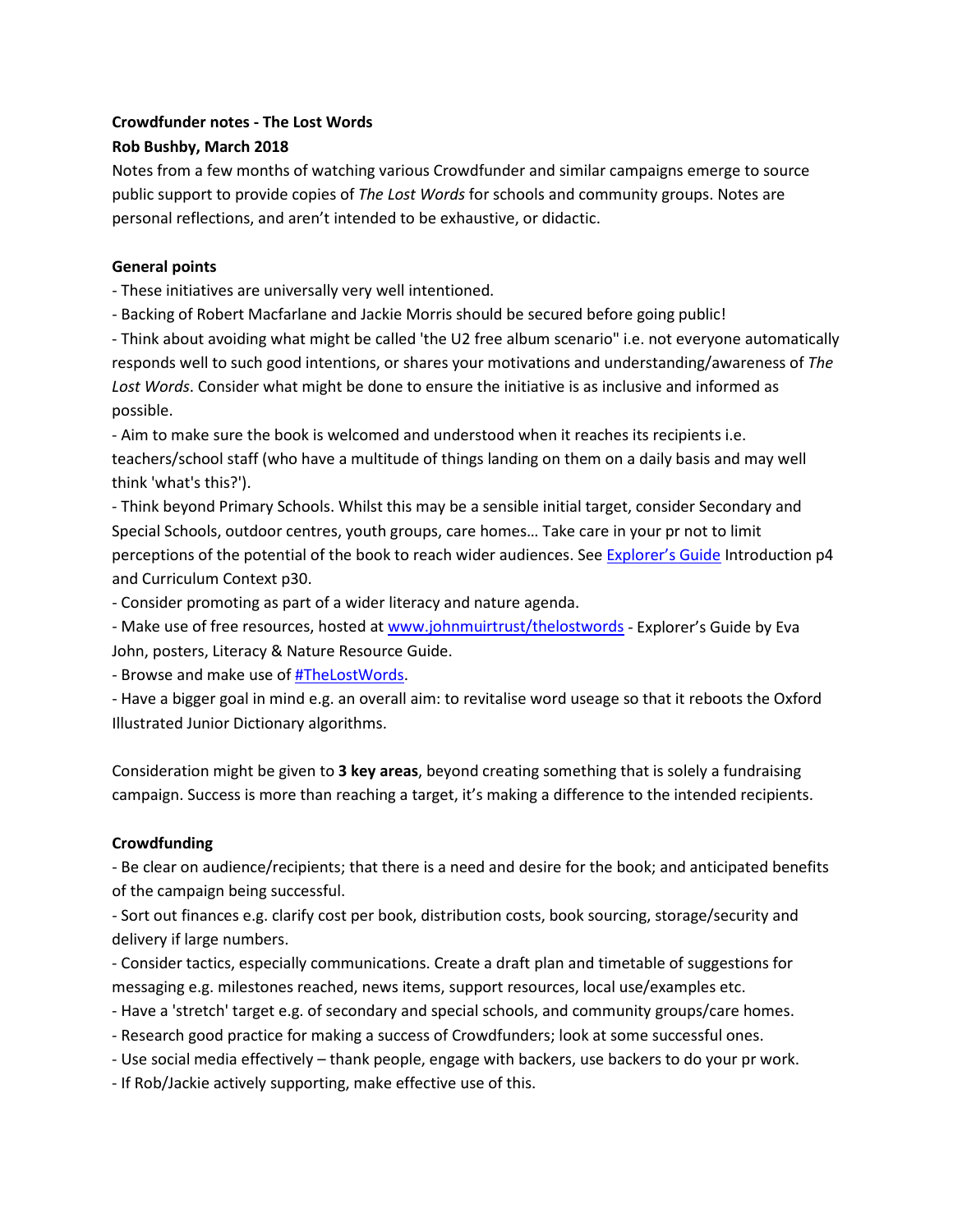**Crowdfunder notes - The Lost Words**

**Rob Bushby, March 2018**

Notes from a few months of watching various Crowdfunder and similar campaigns emerge to source public support to provide copies of *The Lost Words* for schools and community groups. Notes are personal reflections, and aren't intended to be exhaustive, or didactic.

**General points**

- These initiatives are universally very well intentioned.
- Backing of Robert Macfarlane and Jackie Morris should be secured before going public!
- Think about avoiding what might be called 'the U2 free album scenario" i.e. not everyone automatically responds well to such good intentions, or shares your motivations and understanding/awareness of *The Lost Words*. Consider what might be done to ensure the initiative is as inclusive and informed as possible.
- Aim to make sure the book is welcomed and understood when it reaches its recipients i.e. teachers/school staff (who have a multitude of things landing on them on a daily basis and may well think 'what's this?').
- Think beyond Primary Schools. Whilst this may be a sensible initial target, consider Secondary and Special Schools, outdoor centres, youth groups, care homes… Take care in your pr not to limit perceptions of the potential of the book to reach wider audiences. See [Explorer's Guide](Explorer's Guide) Introduction p4 and Curriculum Context p30.
- Consider promoting as part of a wider literacy and nature agenda.
- Make use of free resources, hosted at [www.johnmuirtrust/thelostwords](www.johnmuirtrust/thelostwords) - Explorer's Guide by Eva John, posters, Literacy & Nature Resource Guide.
- Browse and make use of [#TheLostWords](#TheLostWords).
- Have a bigger goal in mind e.g. an overall aim: to revitalise word useage so that it reboots the Oxford Illustrated Junior Dictionary algorithms.

Consideration might be given to **3 key areas**, beyond creating something that is solely a fundraising campaign. Success is more than reaching a target, it's making a difference to the intended recipients.

**Crowdfunding**

- Be clear on audience/recipients; that there is a need and desire for the book; and anticipated benefits of the campaign being successful.
- Sort out finances e.g. clarify cost per book, distribution costs, book sourcing, storage/security and delivery if large numbers.
- Consider tactics, especially communications. Create a draft plan and timetable of suggestions for messaging e.g. milestones reached, news items, support resources, local use/examples etc.
- Have a 'stretch' target e.g. of secondary and special schools, and community groups/care homes.
- Research good practice for making a success of Crowdfunders; look at some successful ones.
- Use social media effectively – thank people, engage with backers, use backers to do your pr work.
- If Rob/Jackie actively supporting, make effective use of this.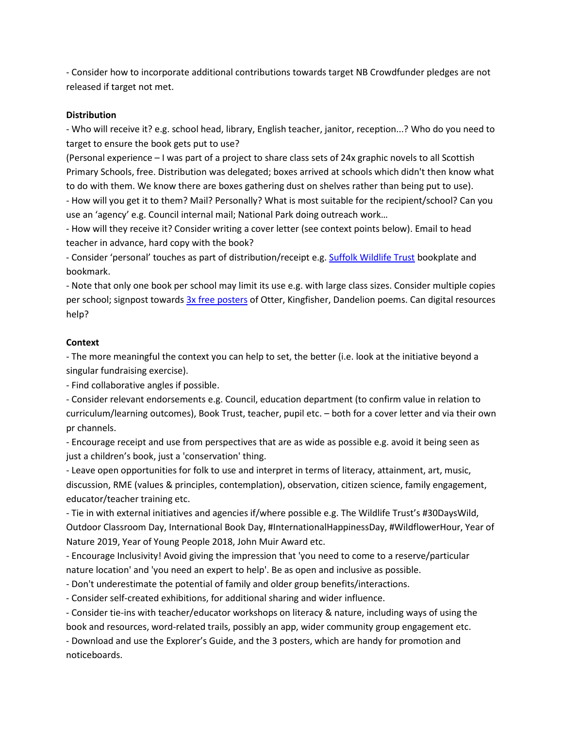- Consider how to incorporate additional contributions towards target NB Crowdfunder pledges are not released if target not met.

**Distribution**

- Who will receive it? e.g. school head, library, English teacher, janitor, reception...? Who do you need to target to ensure the book gets put to use?
(Personal experience – I was part of a project to share class sets of 24x graphic novels to all Scottish Primary Schools, free. Distribution was delegated; boxes arrived at schools which didn't then know what to do with them. We know there are boxes gathering dust on shelves rather than being put to use).
- How will you get it to them? Mail? Personally? What is most suitable for the recipient/school? Can you use an 'agency' e.g. Council internal mail; National Park doing outreach work…
- How will they receive it? Consider writing a cover letter (see context points below). Email to head teacher in advance, hard copy with the book?
- Consider 'personal' touches as part of distribution/receipt e.g. Suffolk Wildlife Trust bookplate and bookmark.
- Note that only one book per school may limit its use e.g. with large class sizes. Consider multiple copies per school; signpost towards 3x free posters of Otter, Kingfisher, Dandelion poems. Can digital resources help?

**Context**

- The more meaningful the context you can help to set, the better (i.e. look at the initiative beyond a singular fundraising exercise).
- Find collaborative angles if possible.
- Consider relevant endorsements e.g. Council, education department (to confirm value in relation to curriculum/learning outcomes), Book Trust, teacher, pupil etc. – both for a cover letter and via their own pr channels.
- Encourage receipt and use from perspectives that are as wide as possible e.g. avoid it being seen as just a children's book, just a 'conservation' thing.
- Leave open opportunities for folk to use and interpret in terms of literacy, attainment, art, music, discussion, RME (values & principles, contemplation), observation, citizen science, family engagement, educator/teacher training etc.
- Tie in with external initiatives and agencies if/where possible e.g. The Wildlife Trust's #30DaysWild, Outdoor Classroom Day, International Book Day, #InternationalHappinessDay, #WildflowerHour, Year of Nature 2019, Year of Young People 2018, John Muir Award etc.
- Encourage Inclusivity! Avoid giving the impression that 'you need to come to a reserve/particular nature location' and 'you need an expert to help'. Be as open and inclusive as possible.
- Don't underestimate the potential of family and older group benefits/interactions.
- Consider self-created exhibitions, for additional sharing and wider influence.
- Consider tie-ins with teacher/educator workshops on literacy & nature, including ways of using the book and resources, word-related trails, possibly an app, wider community group engagement etc.
- Download and use the Explorer's Guide, and the 3 posters, which are handy for promotion and noticeboards.